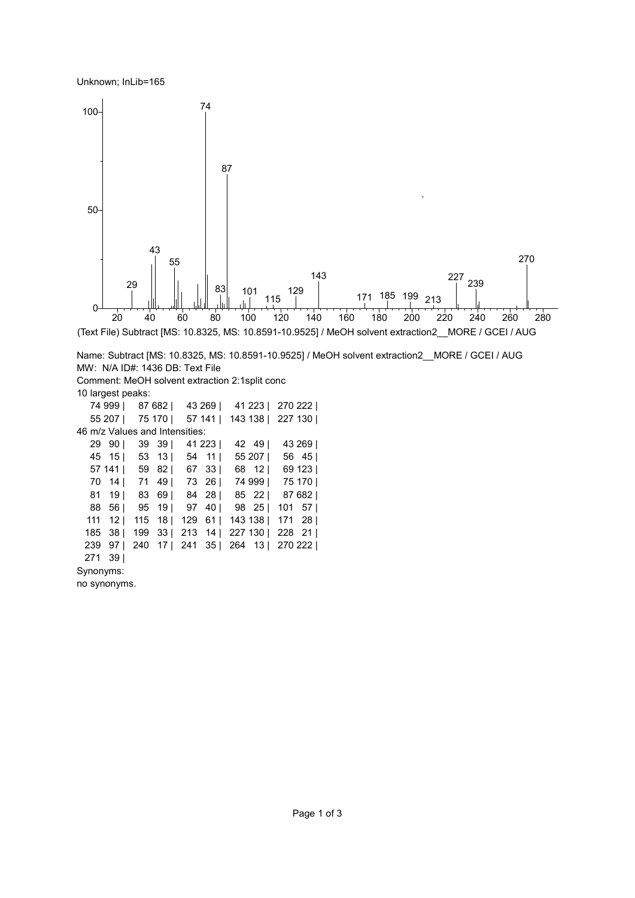Unknown; InLib=165

(Text File) Subtract [MS: 10.8325, MS: 10.8591-10.9525] / MeOH solvent extraction2__MORE / GCEI / AUG

Name: Subtract [MS: 10.8325, MS: 10.8591-10.9525] / MeOH solvent extraction2__MORE / GCEI / AUG
MW: N/A ID#: 1436 DB: Text File
Comment: MeOH solvent extraction 2:1split conc
10 largest peaks:

| | | | | |
|---|---|---|---|---|
| 74 999 | 87 682 | 43 269 | 41 223 | 270 222 |
| 55 207 | 75 170 | 57 141 | 143 138 | 227 130 |

46 m/z Values and Intensities:

| | | | | |
|---|---|---|---|---|
| 29 90 | 39 39 | 41 223 | 42 49 | 43 269 |
| 45 15 | 53 13 | 54 11 | 55 207 | 56 45 |
| 57 141 | 59 82 | 67 33 | 68 12 | 69 123 |
| 70 14 | 71 49 | 73 26 | 74 999 | 75 170 |
| 81 19 | 83 69 | 84 28 | 85 22 | 87 682 |
| 88 56 | 95 19 | 97 40 | 98 25 | 101 57 |
| 111 12 | 115 18 | 129 61 | 143 138 | 171 28 |
| 185 38 | 199 33 | 213 14 | 227 130 | 228 21 |
| 239 97 | 240 17 | 241 35 | 264 13 | 270 222 |
| 271 39 | | | | |

Synonyms:
no synonyms.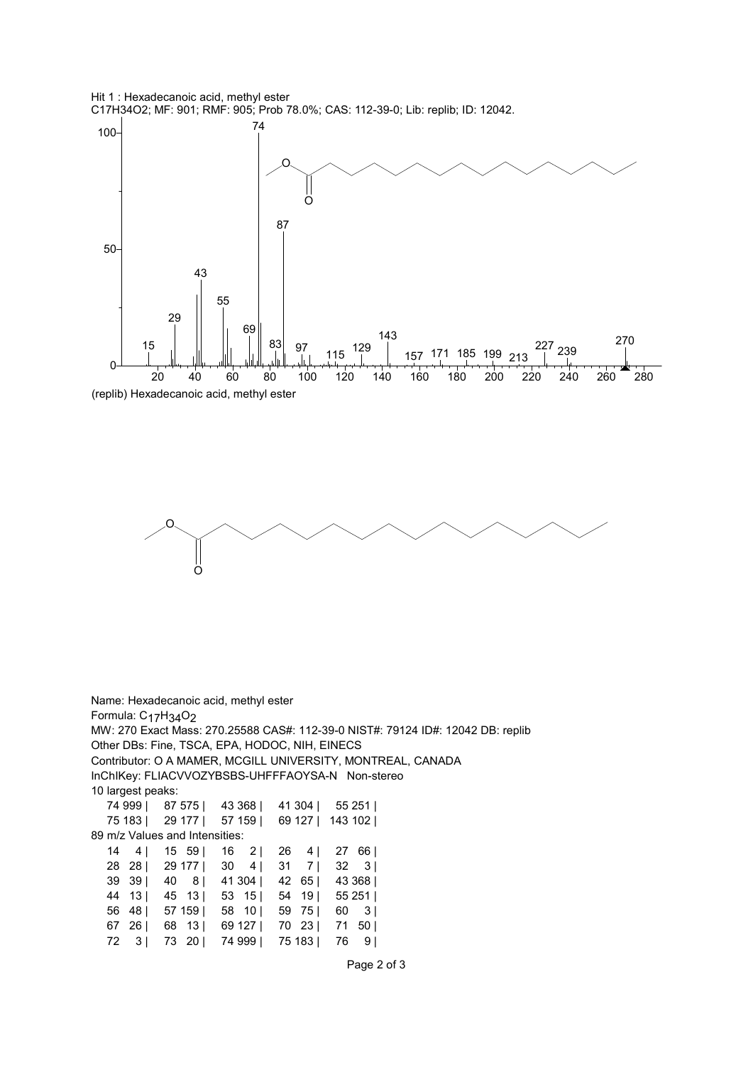Hit 1 : Hexadecanoic acid, methyl ester

$C_{17}H_{34}O_2$; MF: 901; RMF: 905; Prob 78.0%; CAS: 112-39-0; Lib: replib; ID: 12042.

(replib) Hexadecanoic acid, methyl ester

Name: Hexadecanoic acid, methyl ester

Formula: $C_{17}H_{34}O_2$

MW: 270 Exact Mass: 270.25588 CAS#: 112-39-0 NIST#: 79124 ID#: 12042 DB: replib

Other DBs: Fine, TSCA, EPA, HODOC, NIH, EINECS

Contributor: O A MAMER, MCGILL UNIVERSITY, MONTREAL, CANADA

InChIKey: FLIACVVOZYBSBS-UHFFFAOYSA-N Non-stereo

10 largest peaks:

| | | | | |
|---|---|---|---|---|
| 74 999 | 87 575 | 43 368 | 41 304 | 55 251 |
| 75 183 | 29 177 | 57 159 | 69 127 | 143 102 |

89 m/z Values and Intensities:

| | | | | |
|---|---|---|---|---|
| 14 4 | 15 59 | 16 2 | 26 4 | 27 66 |
| 28 28 | 29 177 | 30 4 | 31 7 | 32 3 |
| 39 39 | 40 8 | 41 304 | 42 65 | 43 368 |
| 44 13 | 45 13 | 53 15 | 54 19 | 55 251 |
| 56 48 | 57 159 | 58 10 | 59 75 | 60 3 |
| 67 26 | 68 13 | 69 127 | 70 23 | 71 50 |
| 72 3 | 73 20 | 74 999 | 75 183 | 76 9 |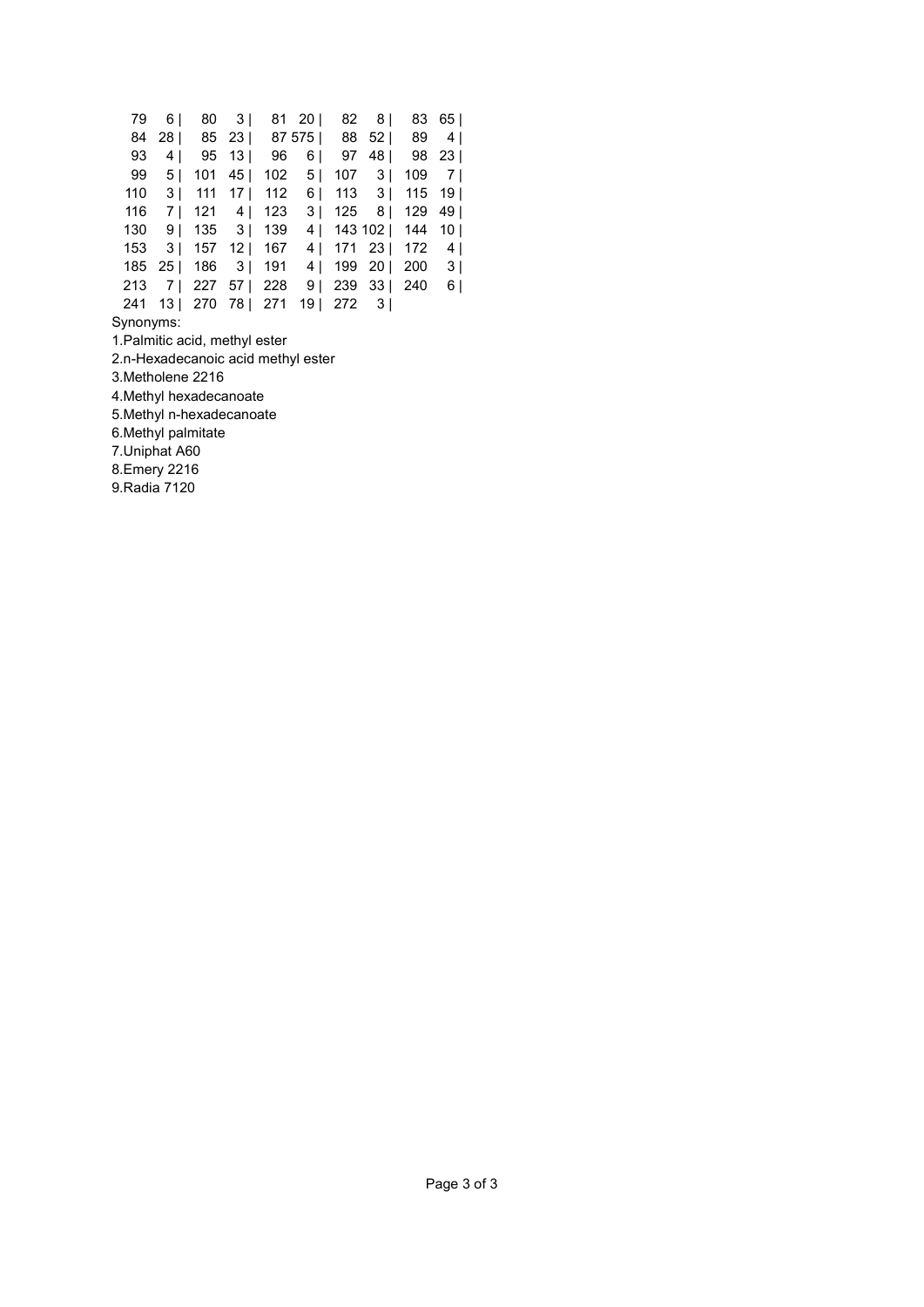| | | | | | | | | | |
|---|---|---|---|---|---|---|---|---|---|
| 79 | 6 | 80 | 3 | 81 | 20 | 82 | 8 | 83 | 65 |
| 84 | 28 | 85 | 23 | 87 | 575 | 88 | 52 | 89 | 4 |
| 93 | 4 | 95 | 13 | 96 | 6 | 97 | 48 | 98 | 23 |
| 99 | 5 | 101 | 45 | 102 | 5 | 107 | 3 | 109 | 7 |
| 110 | 3 | 111 | 17 | 112 | 6 | 113 | 3 | 115 | 19 |
| 116 | 7 | 121 | 4 | 123 | 3 | 125 | 8 | 129 | 49 |
| 130 | 9 | 135 | 3 | 139 | 4 | 143 | 102 | 144 | 10 |
| 153 | 3 | 157 | 12 | 167 | 4 | 171 | 23 | 172 | 4 |
| 185 | 25 | 186 | 3 | 191 | 4 | 199 | 20 | 200 | 3 |
| 213 | 7 | 227 | 57 | 228 | 9 | 239 | 33 | 240 | 6 |
| 241 | 13 | 270 | 78 | 271 | 19 | 272 | 3 | | |

Synonyms:

1.Palmitic acid, methyl ester
2.n-Hexadecanoic acid methyl ester
3.Metholene 2216
4.Methyl hexadecanoate
5.Methyl n-hexadecanoate
6.Methyl palmitate
7.Uniphat A60
8.Emery 2216
9.Radia 7120